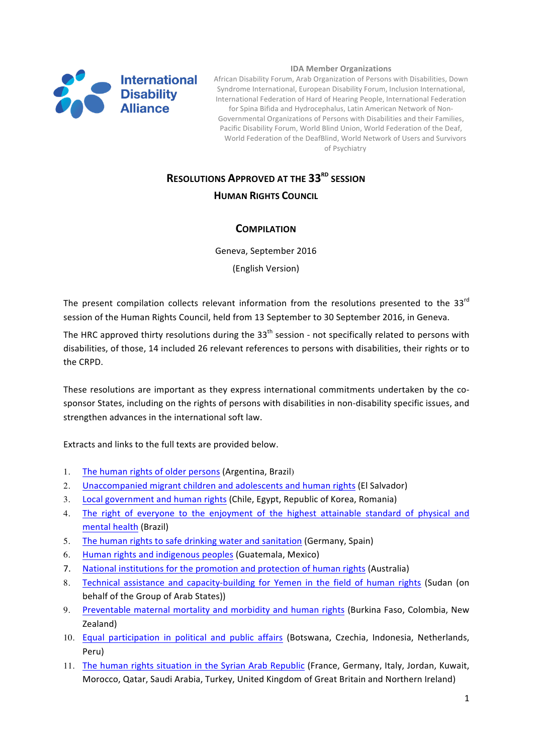International Disability Alliance

**IDA Member Organizations**

African Disability Forum, Arab Organization of Persons with Disabilities, Down Syndrome International, European Disability Forum, Inclusion International, International Federation of Hard of Hearing People, International Federation for Spina Bifida and Hydrocephalus, Latin American Network of Non-Governmental Organizations of Persons with Disabilities and their Families, Pacific Disability Forum, World Blind Union, World Federation of the Deaf, World Federation of the DeafBlind, World Network of Users and Survivors of Psychiatry

# RESOLUTIONS APPROVED AT THE 33RD SESSION HUMAN RIGHTS COUNCIL

## COMPILATION

Geneva, September 2016

(English Version)

The present compilation collects relevant information from the resolutions presented to the 33rd session of the Human Rights Council, held from 13 September to 30 September 2016, in Geneva.

The HRC approved thirty resolutions during the 33th session - not specifically related to persons with disabilities, of those, 14 included 26 relevant references to persons with disabilities, their rights or to the CRPD.

These resolutions are important as they express international commitments undertaken by the co-sponsor States, including on the rights of persons with disabilities in non-disability specific issues, and strengthen advances in the international soft law.

Extracts and links to the full texts are provided below.

1. The human rights of older persons (Argentina, Brazil)
2. Unaccompanied migrant children and adolescents and human rights (El Salvador)
3. Local government and human rights (Chile, Egypt, Republic of Korea, Romania)
4. The right of everyone to the enjoyment of the highest attainable standard of physical and mental health (Brazil)
5. The human rights to safe drinking water and sanitation (Germany, Spain)
6. Human rights and indigenous peoples (Guatemala, Mexico)
7. National institutions for the promotion and protection of human rights (Australia)
8. Technical assistance and capacity-building for Yemen in the field of human rights (Sudan (on behalf of the Group of Arab States))
9. Preventable maternal mortality and morbidity and human rights (Burkina Faso, Colombia, New Zealand)
10. Equal participation in political and public affairs (Botswana, Czechia, Indonesia, Netherlands, Peru)
11. The human rights situation in the Syrian Arab Republic (France, Germany, Italy, Jordan, Kuwait, Morocco, Qatar, Saudi Arabia, Turkey, United Kingdom of Great Britain and Northern Ireland)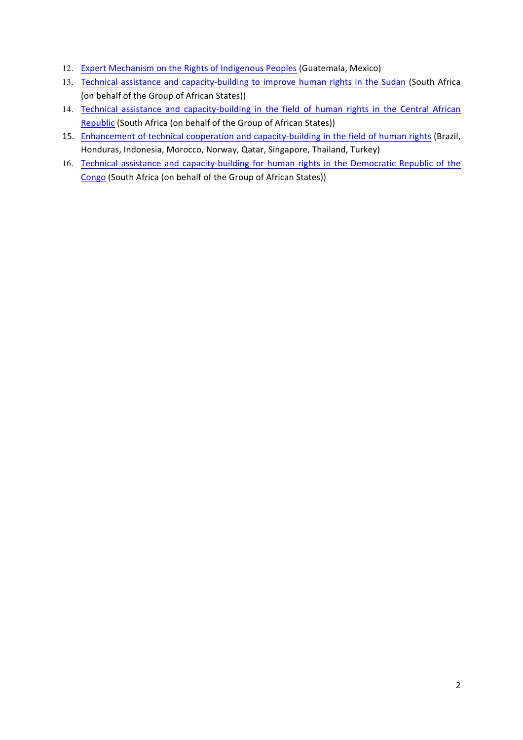12. Expert Mechanism on the Rights of Indigenous Peoples (Guatemala, Mexico)
13. Technical assistance and capacity-building to improve human rights in the Sudan (South Africa (on behalf of the Group of African States))
14. Technical assistance and capacity-building in the field of human rights in the Central African Republic (South Africa (on behalf of the Group of African States))
15. Enhancement of technical cooperation and capacity-building in the field of human rights (Brazil, Honduras, Indonesia, Morocco, Norway, Qatar, Singapore, Thailand, Turkey)
16. Technical assistance and capacity-building for human rights in the Democratic Republic of the Congo (South Africa (on behalf of the Group of African States))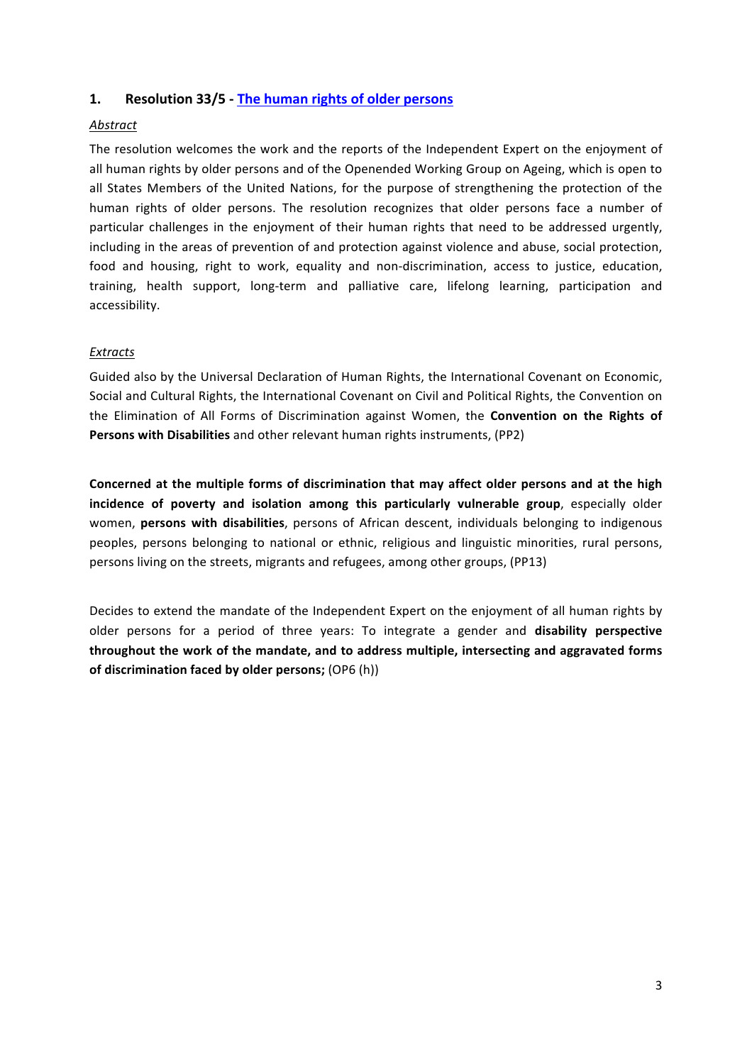## 1. Resolution 33/5 - The human rights of older persons

*Abstract*

The resolution welcomes the work and the reports of the Independent Expert on the enjoyment of all human rights by older persons and of the Openended Working Group on Ageing, which is open to all States Members of the United Nations, for the purpose of strengthening the protection of the human rights of older persons. The resolution recognizes that older persons face a number of particular challenges in the enjoyment of their human rights that need to be addressed urgently, including in the areas of prevention of and protection against violence and abuse, social protection, food and housing, right to work, equality and non-discrimination, access to justice, education, training, health support, long-term and palliative care, lifelong learning, participation and accessibility.

*Extracts*

Guided also by the Universal Declaration of Human Rights, the International Covenant on Economic, Social and Cultural Rights, the International Covenant on Civil and Political Rights, the Convention on the Elimination of All Forms of Discrimination against Women, the **Convention on the Rights of Persons with Disabilities** and other relevant human rights instruments, (PP2)

**Concerned at the multiple forms of discrimination that may affect older persons and at the high incidence of poverty and isolation among this particularly vulnerable group**, especially older women, **persons with disabilities**, persons of African descent, individuals belonging to indigenous peoples, persons belonging to national or ethnic, religious and linguistic minorities, rural persons, persons living on the streets, migrants and refugees, among other groups, (PP13)

Decides to extend the mandate of the Independent Expert on the enjoyment of all human rights by older persons for a period of three years: To integrate a gender and **disability perspective throughout the work of the mandate, and to address multiple, intersecting and aggravated forms of discrimination faced by older persons;** (OP6 (h))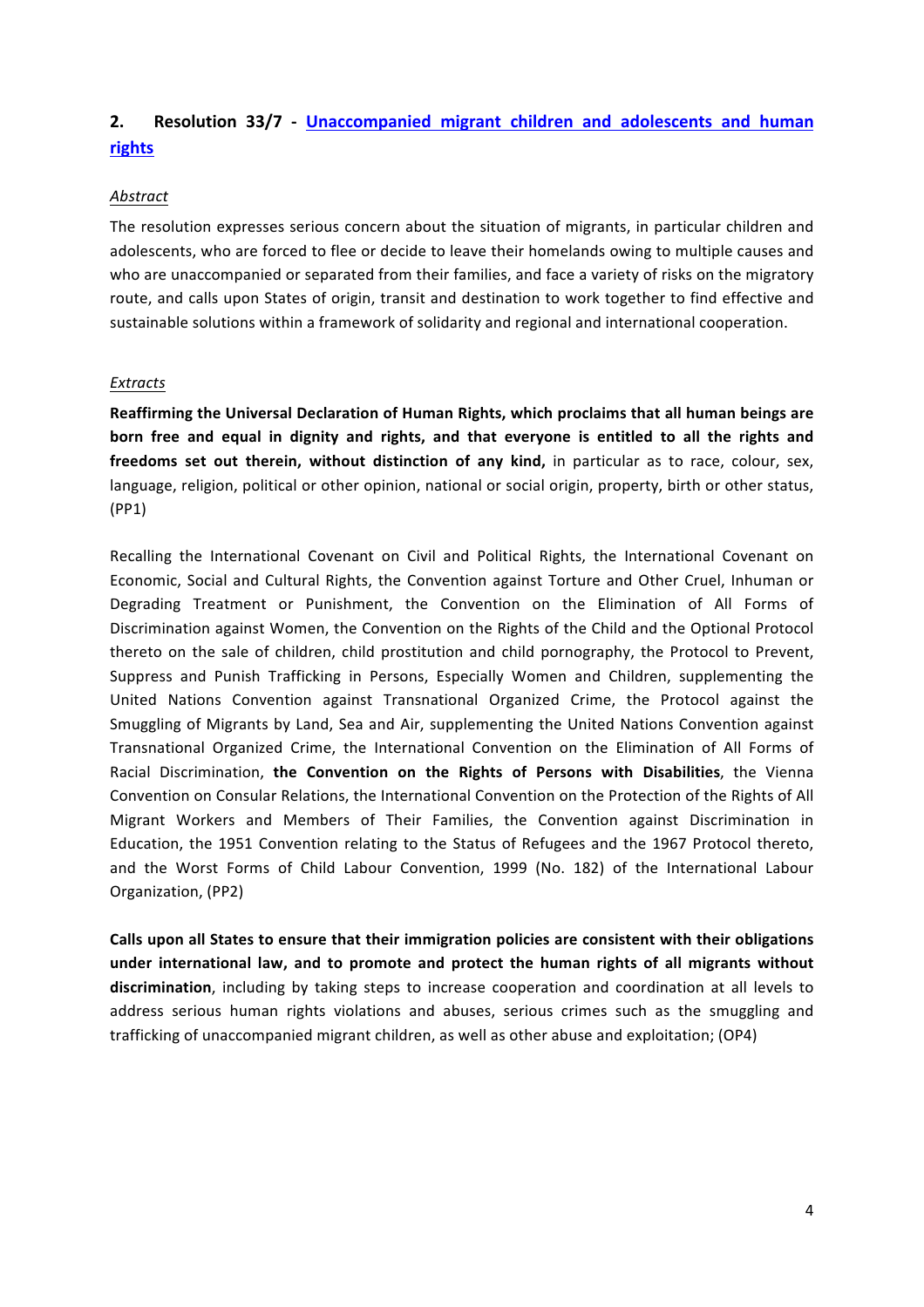## 2. Resolution 33/7 - Unaccompanied migrant children and adolescents and human rights

*Abstract*

The resolution expresses serious concern about the situation of migrants, in particular children and adolescents, who are forced to flee or decide to leave their homelands owing to multiple causes and who are unaccompanied or separated from their families, and face a variety of risks on the migratory route, and calls upon States of origin, transit and destination to work together to find effective and sustainable solutions within a framework of solidarity and regional and international cooperation.

*Extracts*

**Reaffirming the Universal Declaration of Human Rights, which proclaims that all human beings are born free and equal in dignity and rights, and that everyone is entitled to all the rights and freedoms set out therein, without distinction of any kind,** in particular as to race, colour, sex, language, religion, political or other opinion, national or social origin, property, birth or other status, (PP1)

Recalling the International Covenant on Civil and Political Rights, the International Covenant on Economic, Social and Cultural Rights, the Convention against Torture and Other Cruel, Inhuman or Degrading Treatment or Punishment, the Convention on the Elimination of All Forms of Discrimination against Women, the Convention on the Rights of the Child and the Optional Protocol thereto on the sale of children, child prostitution and child pornography, the Protocol to Prevent, Suppress and Punish Trafficking in Persons, Especially Women and Children, supplementing the United Nations Convention against Transnational Organized Crime, the Protocol against the Smuggling of Migrants by Land, Sea and Air, supplementing the United Nations Convention against Transnational Organized Crime, the International Convention on the Elimination of All Forms of Racial Discrimination, **the Convention on the Rights of Persons with Disabilities**, the Vienna Convention on Consular Relations, the International Convention on the Protection of the Rights of All Migrant Workers and Members of Their Families, the Convention against Discrimination in Education, the 1951 Convention relating to the Status of Refugees and the 1967 Protocol thereto, and the Worst Forms of Child Labour Convention, 1999 (No. 182) of the International Labour Organization, (PP2)

**Calls upon all States to ensure that their immigration policies are consistent with their obligations under international law, and to promote and protect the human rights of all migrants without discrimination**, including by taking steps to increase cooperation and coordination at all levels to address serious human rights violations and abuses, serious crimes such as the smuggling and trafficking of unaccompanied migrant children, as well as other abuse and exploitation; (OP4)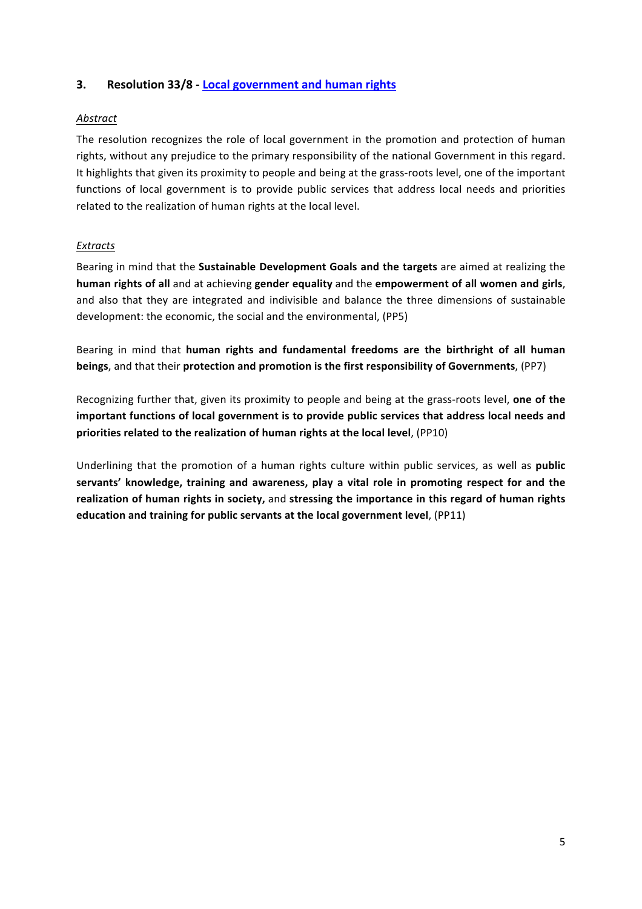## 3. Resolution 33/8 - [Local government and human rights]

*Abstract*

The resolution recognizes the role of local government in the promotion and protection of human rights, without any prejudice to the primary responsibility of the national Government in this regard. It highlights that given its proximity to people and being at the grass-roots level, one of the important functions of local government is to provide public services that address local needs and priorities related to the realization of human rights at the local level.

*Extracts*

Bearing in mind that the **Sustainable Development Goals and the targets** are aimed at realizing the **human rights of all** and at achieving **gender equality** and the **empowerment of all women and girls**, and also that they are integrated and indivisible and balance the three dimensions of sustainable development: the economic, the social and the environmental, (PP5)

Bearing in mind that **human rights and fundamental freedoms are the birthright of all human beings**, and that their **protection and promotion is the first responsibility of Governments**, (PP7)

Recognizing further that, given its proximity to people and being at the grass-roots level, **one of the important functions of local government is to provide public services that address local needs and priorities related to the realization of human rights at the local level**, (PP10)

Underlining that the promotion of a human rights culture within public services, as well as **public servants' knowledge, training and awareness, play a vital role in promoting respect for and the realization of human rights in society,** and **stressing the importance in this regard of human rights education and training for public servants at the local government level**, (PP11)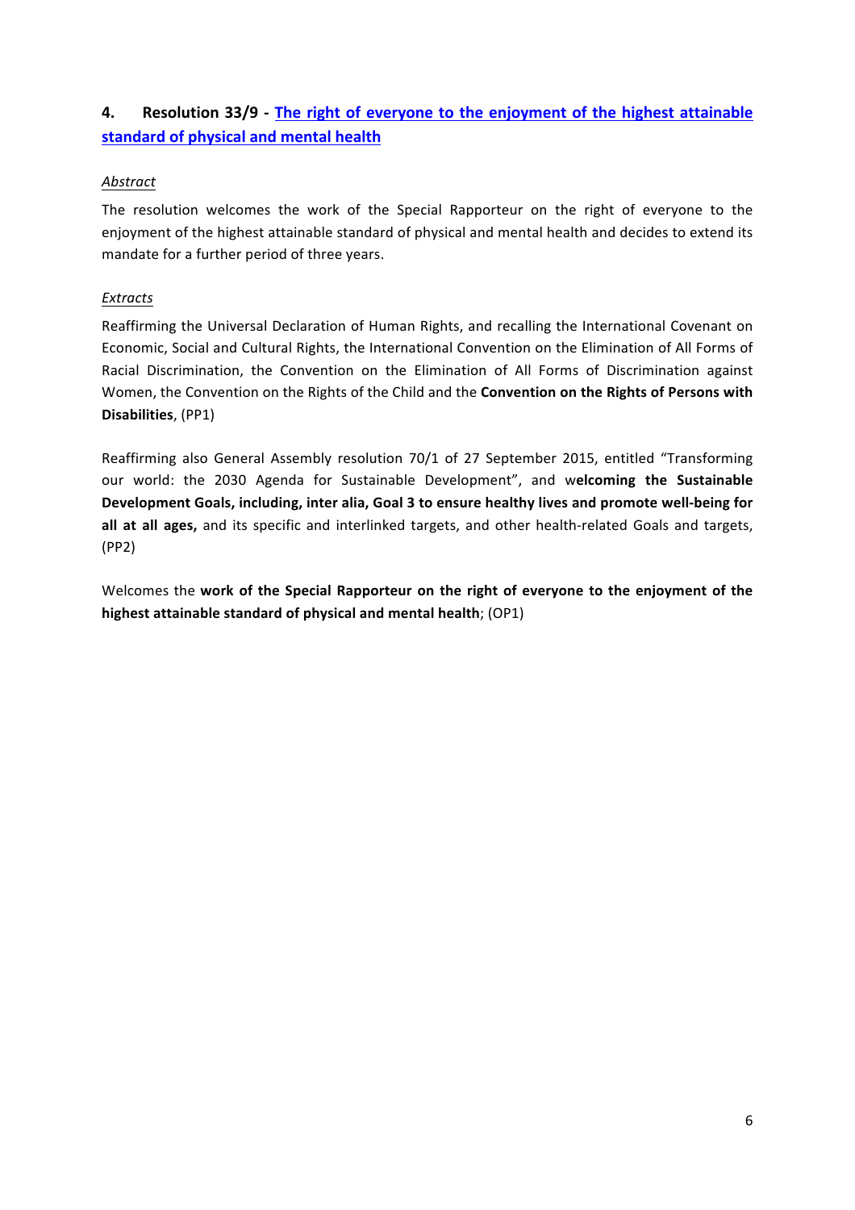## 4. Resolution 33/9 - The right of everyone to the enjoyment of the highest attainable standard of physical and mental health

*Abstract*

The resolution welcomes the work of the Special Rapporteur on the right of everyone to the enjoyment of the highest attainable standard of physical and mental health and decides to extend its mandate for a further period of three years.

*Extracts*

Reaffirming the Universal Declaration of Human Rights, and recalling the International Covenant on Economic, Social and Cultural Rights, the International Convention on the Elimination of All Forms of Racial Discrimination, the Convention on the Elimination of All Forms of Discrimination against Women, the Convention on the Rights of the Child and the **Convention on the Rights of Persons with Disabilities**, (PP1)

Reaffirming also General Assembly resolution 70/1 of 27 September 2015, entitled "Transforming our world: the 2030 Agenda for Sustainable Development", and w**elcoming the Sustainable Development Goals, including, inter alia, Goal 3 to ensure healthy lives and promote well-being for all at all ages,** and its specific and interlinked targets, and other health-related Goals and targets, (PP2)

Welcomes the **work of the Special Rapporteur on the right of everyone to the enjoyment of the highest attainable standard of physical and mental health**; (OP1)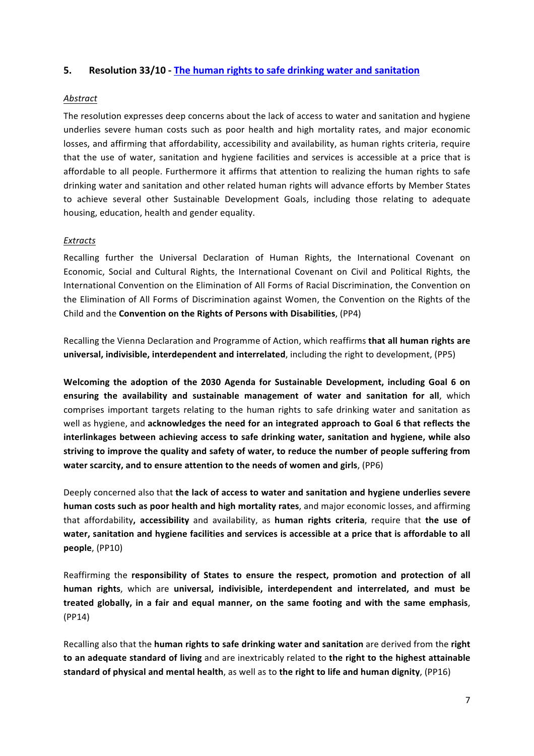## 5. Resolution 33/10 - [The human rights to safe drinking water and sanitation]

*Abstract*

The resolution expresses deep concerns about the lack of access to water and sanitation and hygiene underlies severe human costs such as poor health and high mortality rates, and major economic losses, and affirming that affordability, accessibility and availability, as human rights criteria, require that the use of water, sanitation and hygiene facilities and services is accessible at a price that is affordable to all people. Furthermore it affirms that attention to realizing the human rights to safe drinking water and sanitation and other related human rights will advance efforts by Member States to achieve several other Sustainable Development Goals, including those relating to adequate housing, education, health and gender equality.

*Extracts*

Recalling further the Universal Declaration of Human Rights, the International Covenant on Economic, Social and Cultural Rights, the International Covenant on Civil and Political Rights, the International Convention on the Elimination of All Forms of Racial Discrimination, the Convention on the Elimination of All Forms of Discrimination against Women, the Convention on the Rights of the Child and the **Convention on the Rights of Persons with Disabilities**, (PP4)

Recalling the Vienna Declaration and Programme of Action, which reaffirms **that all human rights are universal, indivisible, interdependent and interrelated**, including the right to development, (PP5)

**Welcoming the adoption of the 2030 Agenda for Sustainable Development, including Goal 6 on ensuring the availability and sustainable management of water and sanitation for all**, which comprises important targets relating to the human rights to safe drinking water and sanitation as well as hygiene, and **acknowledges the need for an integrated approach to Goal 6 that reflects the interlinkages between achieving access to safe drinking water, sanitation and hygiene, while also striving to improve the quality and safety of water, to reduce the number of people suffering from water scarcity, and to ensure attention to the needs of women and girls**, (PP6)

Deeply concerned also that **the lack of access to water and sanitation and hygiene underlies severe human costs such as poor health and high mortality rates**, and major economic losses, and affirming that affordability**, accessibility** and availability, as **human rights criteria**, require that **the use of water, sanitation and hygiene facilities and services is accessible at a price that is affordable to all people**, (PP10)

Reaffirming the **responsibility of States to ensure the respect, promotion and protection of all human rights**, which are **universal, indivisible, interdependent and interrelated, and must be treated globally, in a fair and equal manner, on the same footing and with the same emphasis**, (PP14)

Recalling also that the **human rights to safe drinking water and sanitation** are derived from the **right to an adequate standard of living** and are inextricably related to **the right to the highest attainable standard of physical and mental health**, as well as to **the right to life and human dignity**, (PP16)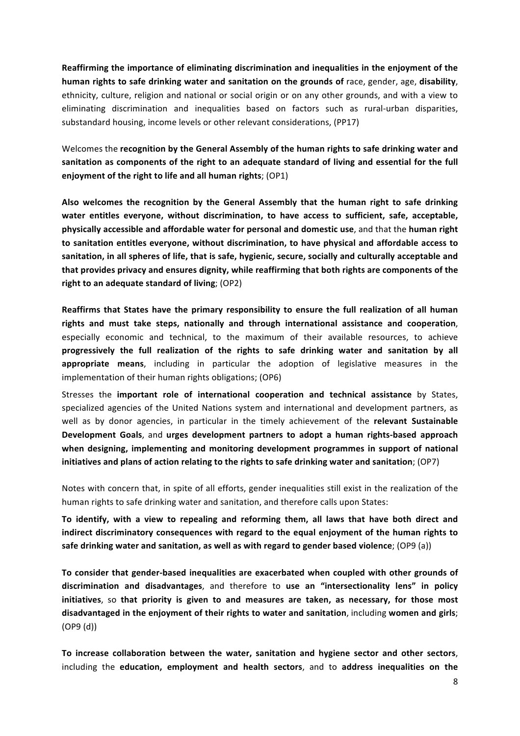**Reaffirming the importance of eliminating discrimination and inequalities in the enjoyment of the human rights to safe drinking water and sanitation on the grounds of** race, gender, age, **disability**, ethnicity, culture, religion and national or social origin or on any other grounds, and with a view to eliminating discrimination and inequalities based on factors such as rural-urban disparities, substandard housing, income levels or other relevant considerations, (PP17)

Welcomes the **recognition by the General Assembly of the human rights to safe drinking water and sanitation as components of the right to an adequate standard of living and essential for the full enjoyment of the right to life and all human rights**; (OP1)

**Also welcomes the recognition by the General Assembly that the human right to safe drinking water entitles everyone, without discrimination, to have access to sufficient, safe, acceptable, physically accessible and affordable water for personal and domestic use**, and that the **human right to sanitation entitles everyone, without discrimination, to have physical and affordable access to sanitation, in all spheres of life, that is safe, hygienic, secure, socially and culturally acceptable and that provides privacy and ensures dignity, while reaffirming that both rights are components of the right to an adequate standard of living**; (OP2)

**Reaffirms that States have the primary responsibility to ensure the full realization of all human rights and must take steps, nationally and through international assistance and cooperation**, especially economic and technical, to the maximum of their available resources, to achieve **progressively the full realization of the rights to safe drinking water and sanitation by all appropriate means**, including in particular the adoption of legislative measures in the implementation of their human rights obligations; (OP6)

Stresses the **important role of international cooperation and technical assistance** by States, specialized agencies of the United Nations system and international and development partners, as well as by donor agencies, in particular in the timely achievement of the **relevant Sustainable Development Goals**, and **urges development partners to adopt a human rights-based approach when designing, implementing and monitoring development programmes in support of national initiatives and plans of action relating to the rights to safe drinking water and sanitation**; (OP7)

Notes with concern that, in spite of all efforts, gender inequalities still exist in the realization of the human rights to safe drinking water and sanitation, and therefore calls upon States:

**To identify, with a view to repealing and reforming them, all laws that have both direct and indirect discriminatory consequences with regard to the equal enjoyment of the human rights to safe drinking water and sanitation, as well as with regard to gender based violence**; (OP9 (a))

**To consider that gender-based inequalities are exacerbated when coupled with other grounds of discrimination and disadvantages**, and therefore to **use an "intersectionality lens" in policy initiatives**, so **that priority is given to and measures are taken, as necessary, for those most disadvantaged in the enjoyment of their rights to water and sanitation**, including **women and girls**; (OP9 (d))

**To increase collaboration between the water, sanitation and hygiene sector and other sectors**, including the **education, employment and health sectors**, and to **address inequalities on the**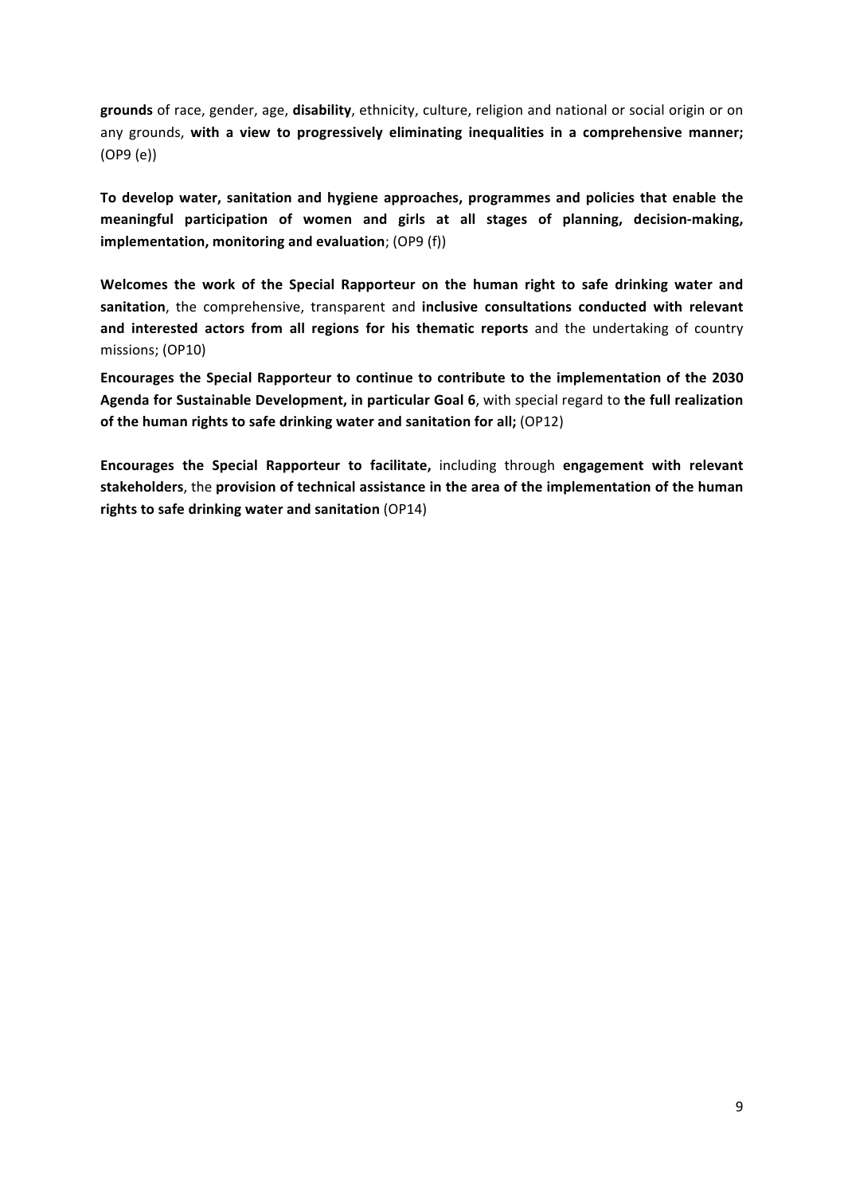**grounds** of race, gender, age, **disability**, ethnicity, culture, religion and national or social origin or on any grounds, **with a view to progressively eliminating inequalities in a comprehensive manner;** (OP9 (e))

**To develop water, sanitation and hygiene approaches, programmes and policies that enable the meaningful participation of women and girls at all stages of planning, decision-making, implementation, monitoring and evaluation**; (OP9 (f))

**Welcomes the work of the Special Rapporteur on the human right to safe drinking water and sanitation**, the comprehensive, transparent and **inclusive consultations conducted with relevant and interested actors from all regions for his thematic reports** and the undertaking of country missions; (OP10)

**Encourages the Special Rapporteur to continue to contribute to the implementation of the 2030 Agenda for Sustainable Development, in particular Goal 6**, with special regard to **the full realization of the human rights to safe drinking water and sanitation for all;** (OP12)

**Encourages the Special Rapporteur to facilitate,** including through **engagement with relevant stakeholders**, the **provision of technical assistance in the area of the implementation of the human rights to safe drinking water and sanitation** (OP14)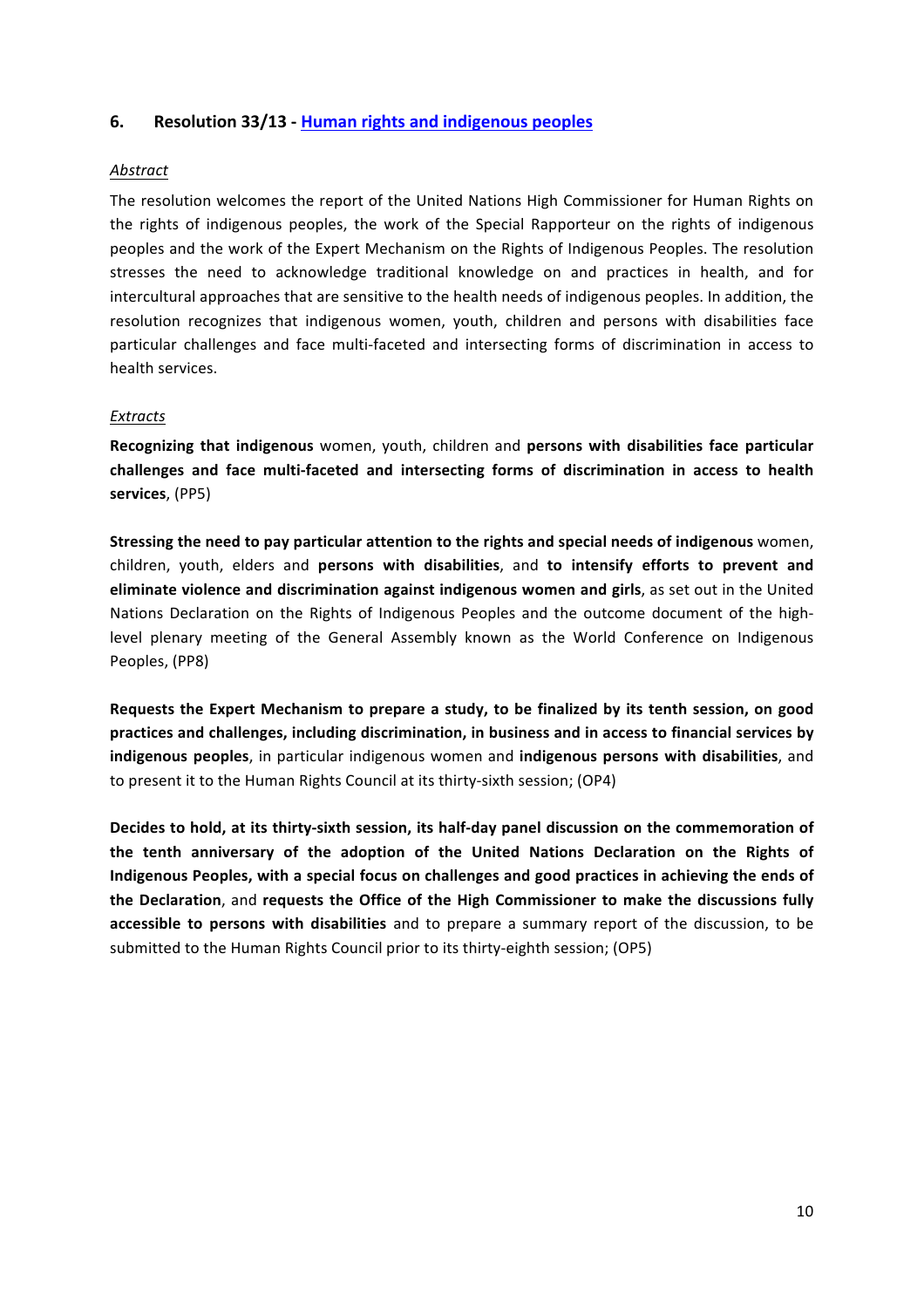## 6. Resolution 33/13 - Human rights and indigenous peoples

*Abstract*

The resolution welcomes the report of the United Nations High Commissioner for Human Rights on the rights of indigenous peoples, the work of the Special Rapporteur on the rights of indigenous peoples and the work of the Expert Mechanism on the Rights of Indigenous Peoples. The resolution stresses the need to acknowledge traditional knowledge on and practices in health, and for intercultural approaches that are sensitive to the health needs of indigenous peoples. In addition, the resolution recognizes that indigenous women, youth, children and persons with disabilities face particular challenges and face multi-faceted and intersecting forms of discrimination in access to health services.

*Extracts*

**Recognizing that indigenous** women, youth, children and **persons with disabilities face particular challenges and face multi-faceted and intersecting forms of discrimination in access to health services**, (PP5)

**Stressing the need to pay particular attention to the rights and special needs of indigenous** women, children, youth, elders and **persons with disabilities**, and **to intensify efforts to prevent and eliminate violence and discrimination against indigenous women and girls**, as set out in the United Nations Declaration on the Rights of Indigenous Peoples and the outcome document of the high-level plenary meeting of the General Assembly known as the World Conference on Indigenous Peoples, (PP8)

**Requests the Expert Mechanism to prepare a study, to be finalized by its tenth session, on good practices and challenges, including discrimination, in business and in access to financial services by indigenous peoples**, in particular indigenous women and **indigenous persons with disabilities**, and to present it to the Human Rights Council at its thirty-sixth session; (OP4)

**Decides to hold, at its thirty-sixth session, its half-day panel discussion on the commemoration of the tenth anniversary of the adoption of the United Nations Declaration on the Rights of Indigenous Peoples, with a special focus on challenges and good practices in achieving the ends of the Declaration**, and **requests the Office of the High Commissioner to make the discussions fully accessible to persons with disabilities** and to prepare a summary report of the discussion, to be submitted to the Human Rights Council prior to its thirty-eighth session; (OP5)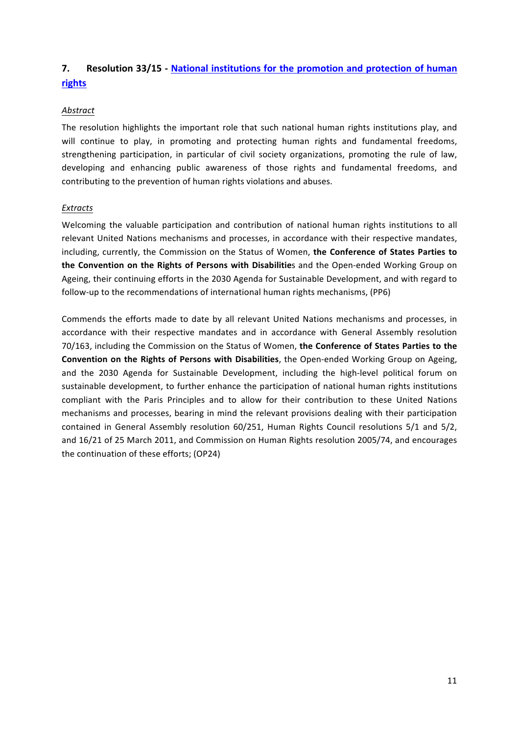## 7. Resolution 33/15 - National institutions for the promotion and protection of human rights

*Abstract*

The resolution highlights the important role that such national human rights institutions play, and will continue to play, in promoting and protecting human rights and fundamental freedoms, strengthening participation, in particular of civil society organizations, promoting the rule of law, developing and enhancing public awareness of those rights and fundamental freedoms, and contributing to the prevention of human rights violations and abuses.

*Extracts*

Welcoming the valuable participation and contribution of national human rights institutions to all relevant United Nations mechanisms and processes, in accordance with their respective mandates, including, currently, the Commission on the Status of Women, **the Conference of States Parties to the Convention on the Rights of Persons with Disabilitie**s and the Open-ended Working Group on Ageing, their continuing efforts in the 2030 Agenda for Sustainable Development, and with regard to follow-up to the recommendations of international human rights mechanisms, (PP6)

Commends the efforts made to date by all relevant United Nations mechanisms and processes, in accordance with their respective mandates and in accordance with General Assembly resolution 70/163, including the Commission on the Status of Women, **the Conference of States Parties to the Convention on the Rights of Persons with Disabilities**, the Open-ended Working Group on Ageing, and the 2030 Agenda for Sustainable Development, including the high-level political forum on sustainable development, to further enhance the participation of national human rights institutions compliant with the Paris Principles and to allow for their contribution to these United Nations mechanisms and processes, bearing in mind the relevant provisions dealing with their participation contained in General Assembly resolution 60/251, Human Rights Council resolutions 5/1 and 5/2, and 16/21 of 25 March 2011, and Commission on Human Rights resolution 2005/74, and encourages the continuation of these efforts; (OP24)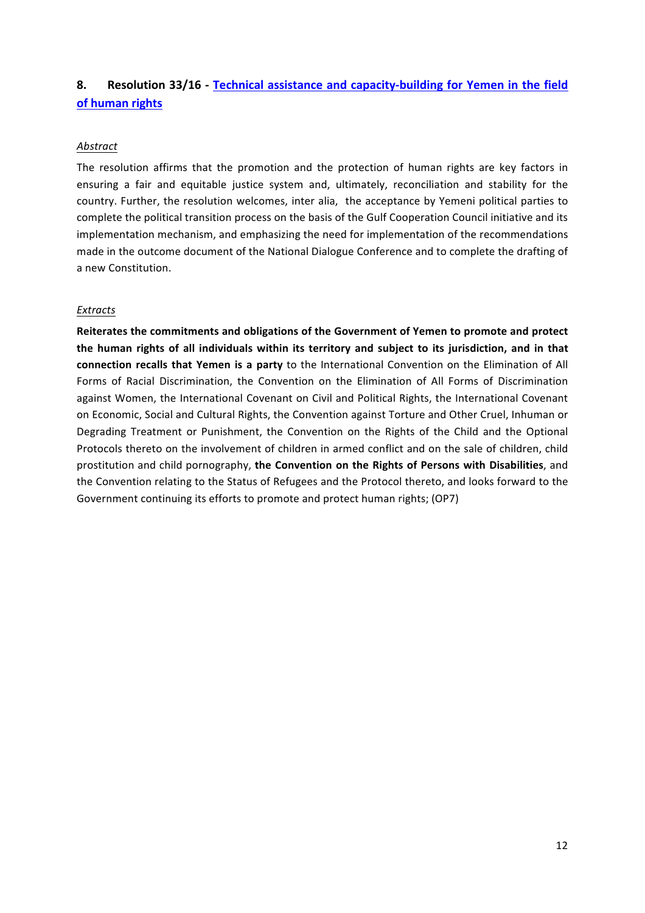## 8. Resolution 33/16 - Technical assistance and capacity-building for Yemen in the field of human rights

*Abstract*

The resolution affirms that the promotion and the protection of human rights are key factors in ensuring a fair and equitable justice system and, ultimately, reconciliation and stability for the country. Further, the resolution welcomes, inter alia, the acceptance by Yemeni political parties to complete the political transition process on the basis of the Gulf Cooperation Council initiative and its implementation mechanism, and emphasizing the need for implementation of the recommendations made in the outcome document of the National Dialogue Conference and to complete the drafting of a new Constitution.

*Extracts*

**Reiterates the commitments and obligations of the Government of Yemen to promote and protect the human rights of all individuals within its territory and subject to its jurisdiction, and in that connection recalls that Yemen is a party** to the International Convention on the Elimination of All Forms of Racial Discrimination, the Convention on the Elimination of All Forms of Discrimination against Women, the International Covenant on Civil and Political Rights, the International Covenant on Economic, Social and Cultural Rights, the Convention against Torture and Other Cruel, Inhuman or Degrading Treatment or Punishment, the Convention on the Rights of the Child and the Optional Protocols thereto on the involvement of children in armed conflict and on the sale of children, child prostitution and child pornography, **the Convention on the Rights of Persons with Disabilities**, and the Convention relating to the Status of Refugees and the Protocol thereto, and looks forward to the Government continuing its efforts to promote and protect human rights; (OP7)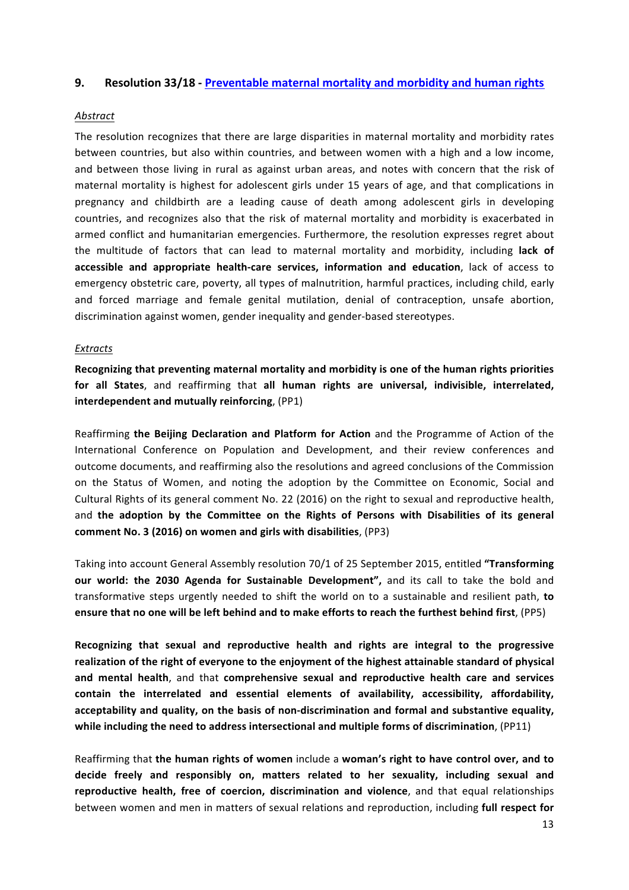## 9. Resolution 33/18 - [Preventable maternal mortality and morbidity and human rights]()

*Abstract*

The resolution recognizes that there are large disparities in maternal mortality and morbidity rates between countries, but also within countries, and between women with a high and a low income, and between those living in rural as against urban areas, and notes with concern that the risk of maternal mortality is highest for adolescent girls under 15 years of age, and that complications in pregnancy and childbirth are a leading cause of death among adolescent girls in developing countries, and recognizes also that the risk of maternal mortality and morbidity is exacerbated in armed conflict and humanitarian emergencies. Furthermore, the resolution expresses regret about the multitude of factors that can lead to maternal mortality and morbidity, including **lack of accessible and appropriate health-care services, information and education**, lack of access to emergency obstetric care, poverty, all types of malnutrition, harmful practices, including child, early and forced marriage and female genital mutilation, denial of contraception, unsafe abortion, discrimination against women, gender inequality and gender-based stereotypes.

*Extracts*

**Recognizing that preventing maternal mortality and morbidity is one of the human rights priorities for all States**, and reaffirming that **all human rights are universal, indivisible, interrelated, interdependent and mutually reinforcing**, (PP1)

Reaffirming **the Beijing Declaration and Platform for Action** and the Programme of Action of the International Conference on Population and Development, and their review conferences and outcome documents, and reaffirming also the resolutions and agreed conclusions of the Commission on the Status of Women, and noting the adoption by the Committee on Economic, Social and Cultural Rights of its general comment No. 22 (2016) on the right to sexual and reproductive health, and **the adoption by the Committee on the Rights of Persons with Disabilities of its general comment No. 3 (2016) on women and girls with disabilities**, (PP3)

Taking into account General Assembly resolution 70/1 of 25 September 2015, entitled **"Transforming our world: the 2030 Agenda for Sustainable Development",** and its call to take the bold and transformative steps urgently needed to shift the world on to a sustainable and resilient path, **to ensure that no one will be left behind and to make efforts to reach the furthest behind first**, (PP5)

**Recognizing that sexual and reproductive health and rights are integral to the progressive realization of the right of everyone to the enjoyment of the highest attainable standard of physical and mental health**, and that **comprehensive sexual and reproductive health care and services contain the interrelated and essential elements of availability, accessibility, affordability, acceptability and quality, on the basis of non-discrimination and formal and substantive equality, while including the need to address intersectional and multiple forms of discrimination**, (PP11)

Reaffirming that **the human rights of women** include a **woman's right to have control over, and to decide freely and responsibly on, matters related to her sexuality, including sexual and reproductive health, free of coercion, discrimination and violence**, and that equal relationships between women and men in matters of sexual relations and reproduction, including **full respect for**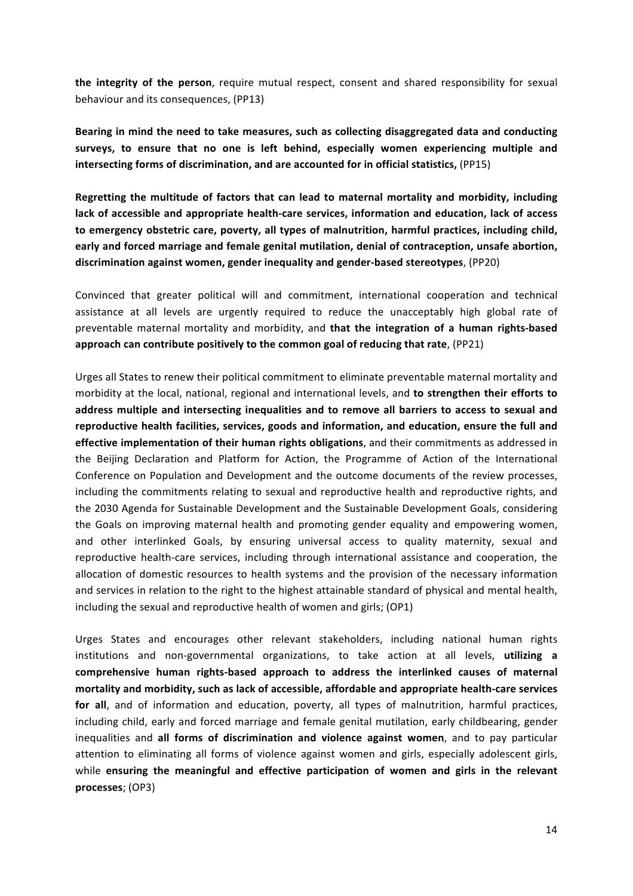**the integrity of the person**, require mutual respect, consent and shared responsibility for sexual behaviour and its consequences, (PP13)

**Bearing in mind the need to take measures, such as collecting disaggregated data and conducting surveys, to ensure that no one is left behind, especially women experiencing multiple and intersecting forms of discrimination, and are accounted for in official statistics,** (PP15)

**Regretting the multitude of factors that can lead to maternal mortality and morbidity, including lack of accessible and appropriate health-care services, information and education, lack of access to emergency obstetric care, poverty, all types of malnutrition, harmful practices, including child, early and forced marriage and female genital mutilation, denial of contraception, unsafe abortion, discrimination against women, gender inequality and gender-based stereotypes**, (PP20)

Convinced that greater political will and commitment, international cooperation and technical assistance at all levels are urgently required to reduce the unacceptably high global rate of preventable maternal mortality and morbidity, and **that the integration of a human rights-based approach can contribute positively to the common goal of reducing that rate**, (PP21)

Urges all States to renew their political commitment to eliminate preventable maternal mortality and morbidity at the local, national, regional and international levels, and **to strengthen their efforts to address multiple and intersecting inequalities and to remove all barriers to access to sexual and reproductive health facilities, services, goods and information, and education, ensure the full and effective implementation of their human rights obligations**, and their commitments as addressed in the Beijing Declaration and Platform for Action, the Programme of Action of the International Conference on Population and Development and the outcome documents of the review processes, including the commitments relating to sexual and reproductive health and reproductive rights, and the 2030 Agenda for Sustainable Development and the Sustainable Development Goals, considering the Goals on improving maternal health and promoting gender equality and empowering women, and other interlinked Goals, by ensuring universal access to quality maternity, sexual and reproductive health-care services, including through international assistance and cooperation, the allocation of domestic resources to health systems and the provision of the necessary information and services in relation to the right to the highest attainable standard of physical and mental health, including the sexual and reproductive health of women and girls; (OP1)

Urges States and encourages other relevant stakeholders, including national human rights institutions and non-governmental organizations, to take action at all levels, **utilizing a comprehensive human rights-based approach to address the interlinked causes of maternal mortality and morbidity, such as lack of accessible, affordable and appropriate health-care services for all**, and of information and education, poverty, all types of malnutrition, harmful practices, including child, early and forced marriage and female genital mutilation, early childbearing, gender inequalities and **all forms of discrimination and violence against women**, and to pay particular attention to eliminating all forms of violence against women and girls, especially adolescent girls, while **ensuring the meaningful and effective participation of women and girls in the relevant processes**; (OP3)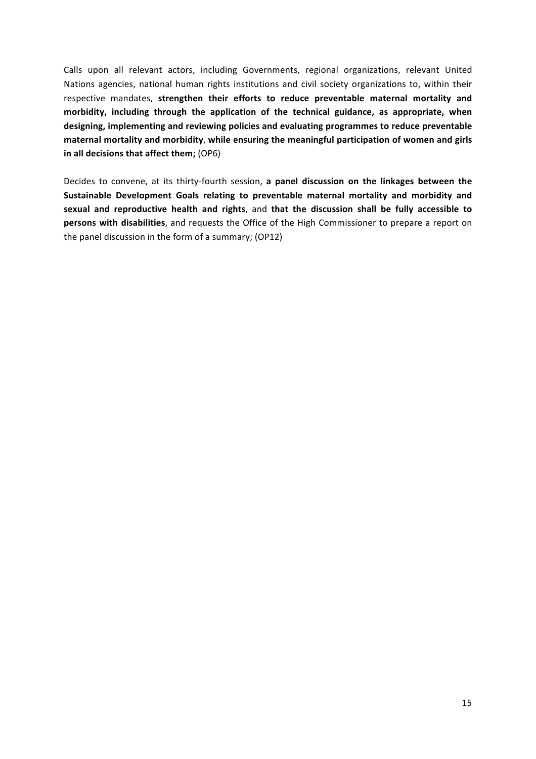Calls upon all relevant actors, including Governments, regional organizations, relevant United Nations agencies, national human rights institutions and civil society organizations to, within their respective mandates, **strengthen their efforts to reduce preventable maternal mortality and morbidity, including through the application of the technical guidance, as appropriate, when designing, implementing and reviewing policies and evaluating programmes to reduce preventable maternal mortality and morbidity**, **while ensuring the meaningful participation of women and girls in all decisions that affect them;** (OP6)

Decides to convene, at its thirty-fourth session, **a panel discussion on the linkages between the Sustainable Development Goals relating to preventable maternal mortality and morbidity and sexual and reproductive health and rights**, and **that the discussion shall be fully accessible to persons with disabilities**, and requests the Office of the High Commissioner to prepare a report on the panel discussion in the form of a summary; (OP12)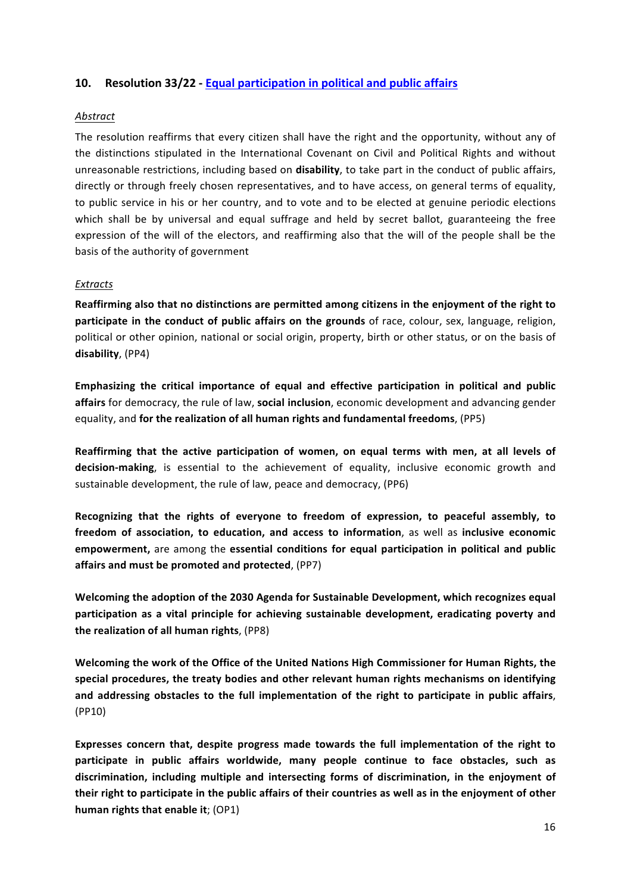## 10. Resolution 33/22 - Equal participation in political and public affairs

*Abstract*

The resolution reaffirms that every citizen shall have the right and the opportunity, without any of the distinctions stipulated in the International Covenant on Civil and Political Rights and without unreasonable restrictions, including based on **disability**, to take part in the conduct of public affairs, directly or through freely chosen representatives, and to have access, on general terms of equality, to public service in his or her country, and to vote and to be elected at genuine periodic elections which shall be by universal and equal suffrage and held by secret ballot, guaranteeing the free expression of the will of the electors, and reaffirming also that the will of the people shall be the basis of the authority of government

*Extracts*

**Reaffirming also that no distinctions are permitted among citizens in the enjoyment of the right to participate in the conduct of public affairs on the grounds** of race, colour, sex, language, religion, political or other opinion, national or social origin, property, birth or other status, or on the basis of **disability**, (PP4)

**Emphasizing the critical importance of equal and effective participation in political and public affairs** for democracy, the rule of law, **social inclusion**, economic development and advancing gender equality, and **for the realization of all human rights and fundamental freedoms**, (PP5)

**Reaffirming that the active participation of women, on equal terms with men, at all levels of decision-making**, is essential to the achievement of equality, inclusive economic growth and sustainable development, the rule of law, peace and democracy, (PP6)

**Recognizing that the rights of everyone to freedom of expression, to peaceful assembly, to freedom of association, to education, and access to information**, as well as **inclusive economic empowerment,** are among the **essential conditions for equal participation in political and public affairs and must be promoted and protected**, (PP7)

**Welcoming the adoption of the 2030 Agenda for Sustainable Development, which recognizes equal participation as a vital principle for achieving sustainable development, eradicating poverty and the realization of all human rights**, (PP8)

**Welcoming the work of the Office of the United Nations High Commissioner for Human Rights, the special procedures, the treaty bodies and other relevant human rights mechanisms on identifying and addressing obstacles to the full implementation of the right to participate in public affairs**, (PP10)

**Expresses concern that, despite progress made towards the full implementation of the right to participate in public affairs worldwide, many people continue to face obstacles, such as discrimination, including multiple and intersecting forms of discrimination, in the enjoyment of their right to participate in the public affairs of their countries as well as in the enjoyment of other human rights that enable it**; (OP1)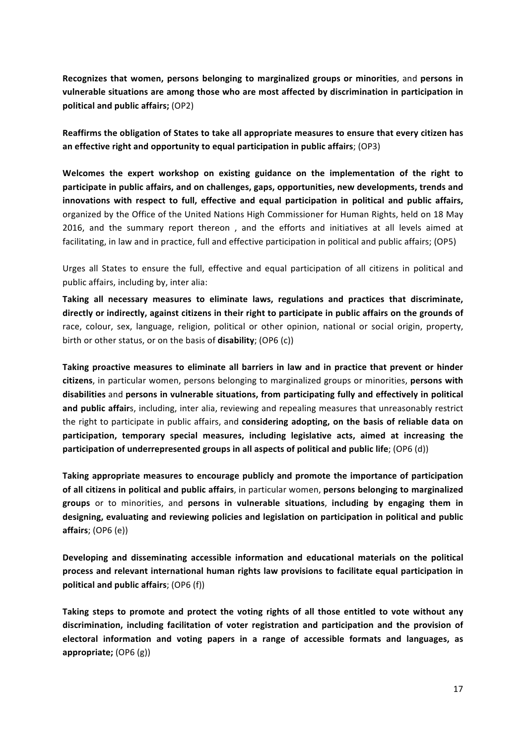**Recognizes that women, persons belonging to marginalized groups or minorities**, and **persons in vulnerable situations are among those who are most affected by discrimination in participation in political and public affairs;** (OP2)

**Reaffirms the obligation of States to take all appropriate measures to ensure that every citizen has an effective right and opportunity to equal participation in public affairs**; (OP3)

**Welcomes the expert workshop on existing guidance on the implementation of the right to participate in public affairs, and on challenges, gaps, opportunities, new developments, trends and innovations with respect to full, effective and equal participation in political and public affairs,** organized by the Office of the United Nations High Commissioner for Human Rights, held on 18 May 2016, and the summary report thereon , and the efforts and initiatives at all levels aimed at facilitating, in law and in practice, full and effective participation in political and public affairs; (OP5)

Urges all States to ensure the full, effective and equal participation of all citizens in political and public affairs, including by, inter alia:

**Taking all necessary measures to eliminate laws, regulations and practices that discriminate, directly or indirectly, against citizens in their right to participate in public affairs on the grounds of** race, colour, sex, language, religion, political or other opinion, national or social origin, property, birth or other status, or on the basis of **disability**; (OP6 (c))

**Taking proactive measures to eliminate all barriers in law and in practice that prevent or hinder citizens**, in particular women, persons belonging to marginalized groups or minorities, **persons with disabilities** and **persons in vulnerable situations, from participating fully and effectively in political and public affair**s, including, inter alia, reviewing and repealing measures that unreasonably restrict the right to participate in public affairs, and **considering adopting, on the basis of reliable data on participation, temporary special measures, including legislative acts, aimed at increasing the participation of underrepresented groups in all aspects of political and public life**; (OP6 (d))

**Taking appropriate measures to encourage publicly and promote the importance of participation of all citizens in political and public affairs**, in particular women, **persons belonging to marginalized groups** or to minorities, and **persons in vulnerable situations**, **including by engaging them in designing, evaluating and reviewing policies and legislation on participation in political and public affairs**; (OP6 (e))

**Developing and disseminating accessible information and educational materials on the political process and relevant international human rights law provisions to facilitate equal participation in political and public affairs**; (OP6 (f))

**Taking steps to promote and protect the voting rights of all those entitled to vote without any discrimination, including facilitation of voter registration and participation and the provision of electoral information and voting papers in a range of accessible formats and languages, as appropriate;** (OP6 (g))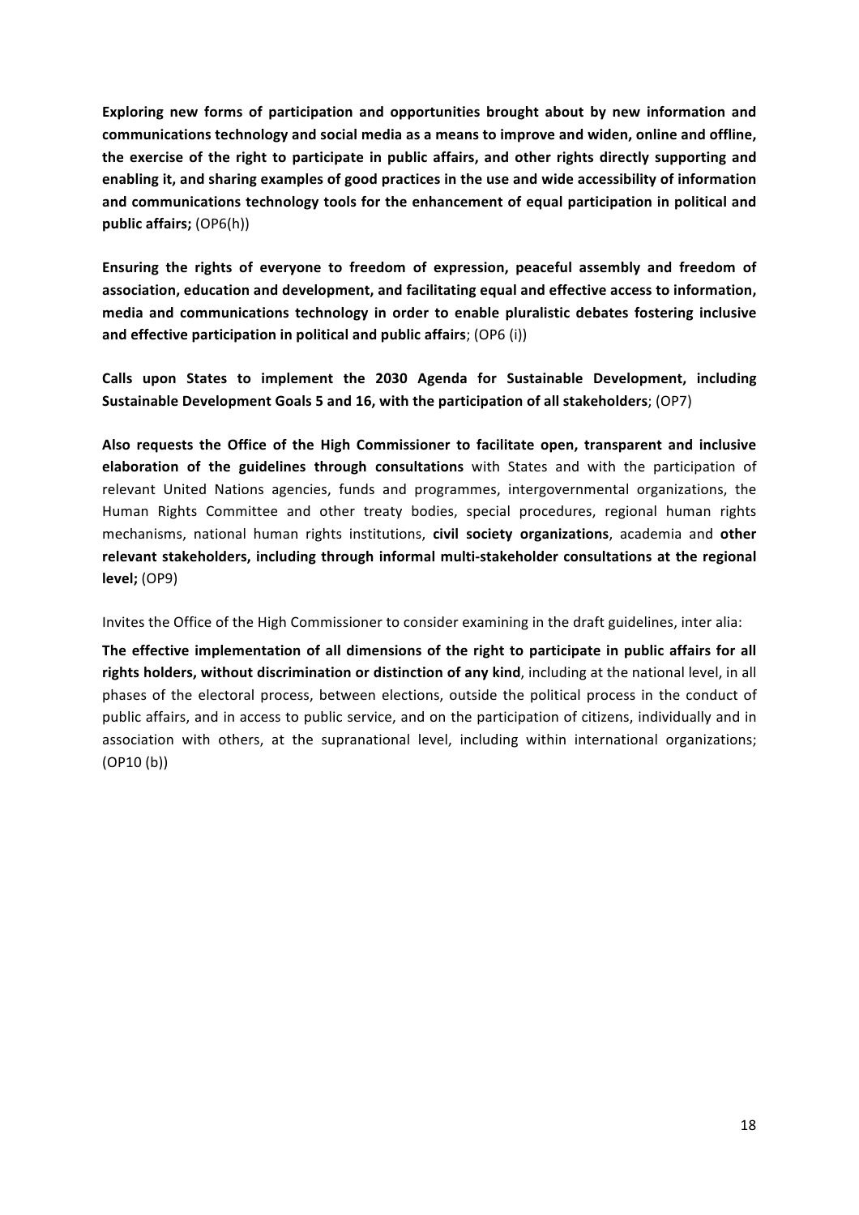**Exploring new forms of participation and opportunities brought about by new information and communications technology and social media as a means to improve and widen, online and offline, the exercise of the right to participate in public affairs, and other rights directly supporting and enabling it, and sharing examples of good practices in the use and wide accessibility of information and communications technology tools for the enhancement of equal participation in political and public affairs;** (OP6(h))

**Ensuring the rights of everyone to freedom of expression, peaceful assembly and freedom of association, education and development, and facilitating equal and effective access to information, media and communications technology in order to enable pluralistic debates fostering inclusive and effective participation in political and public affairs**; (OP6 (i))

**Calls upon States to implement the 2030 Agenda for Sustainable Development, including Sustainable Development Goals 5 and 16, with the participation of all stakeholders**; (OP7)

**Also requests the Office of the High Commissioner to facilitate open, transparent and inclusive elaboration of the guidelines through consultations** with States and with the participation of relevant United Nations agencies, funds and programmes, intergovernmental organizations, the Human Rights Committee and other treaty bodies, special procedures, regional human rights mechanisms, national human rights institutions, **civil society organizations**, academia and **other relevant stakeholders, including through informal multi-stakeholder consultations at the regional level;** (OP9)

Invites the Office of the High Commissioner to consider examining in the draft guidelines, inter alia:

**The effective implementation of all dimensions of the right to participate in public affairs for all rights holders, without discrimination or distinction of any kind**, including at the national level, in all phases of the electoral process, between elections, outside the political process in the conduct of public affairs, and in access to public service, and on the participation of citizens, individually and in association with others, at the supranational level, including within international organizations; (OP10 (b))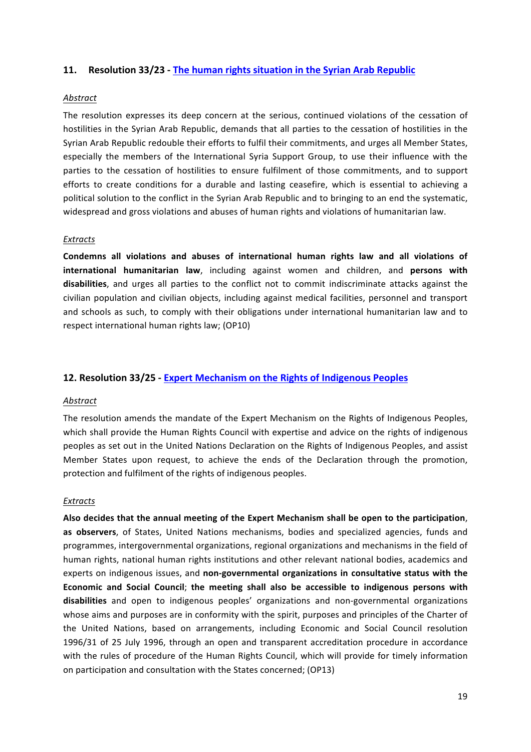### 11. Resolution 33/23 - [The human rights situation in the Syrian Arab Republic]

*Abstract*

The resolution expresses its deep concern at the serious, continued violations of the cessation of hostilities in the Syrian Arab Republic, demands that all parties to the cessation of hostilities in the Syrian Arab Republic redouble their efforts to fulfil their commitments, and urges all Member States, especially the members of the International Syria Support Group, to use their influence with the parties to the cessation of hostilities to ensure fulfilment of those commitments, and to support efforts to create conditions for a durable and lasting ceasefire, which is essential to achieving a political solution to the conflict in the Syrian Arab Republic and to bringing to an end the systematic, widespread and gross violations and abuses of human rights and violations of humanitarian law.

*Extracts*

**Condemns all violations and abuses of international human rights law and all violations of international humanitarian law**, including against women and children, and **persons with disabilities**, and urges all parties to the conflict not to commit indiscriminate attacks against the civilian population and civilian objects, including against medical facilities, personnel and transport and schools as such, to comply with their obligations under international humanitarian law and to respect international human rights law; (OP10)

### 12. Resolution 33/25 - [Expert Mechanism on the Rights of Indigenous Peoples]

*Abstract*

The resolution amends the mandate of the Expert Mechanism on the Rights of Indigenous Peoples, which shall provide the Human Rights Council with expertise and advice on the rights of indigenous peoples as set out in the United Nations Declaration on the Rights of Indigenous Peoples, and assist Member States upon request, to achieve the ends of the Declaration through the promotion, protection and fulfilment of the rights of indigenous peoples.

*Extracts*

**Also decides that the annual meeting of the Expert Mechanism shall be open to the participation**, **as observers**, of States, United Nations mechanisms, bodies and specialized agencies, funds and programmes, intergovernmental organizations, regional organizations and mechanisms in the field of human rights, national human rights institutions and other relevant national bodies, academics and experts on indigenous issues, and **non-governmental organizations in consultative status with the Economic and Social Council**; **the meeting shall also be accessible to indigenous persons with disabilities** and open to indigenous peoples' organizations and non-governmental organizations whose aims and purposes are in conformity with the spirit, purposes and principles of the Charter of the United Nations, based on arrangements, including Economic and Social Council resolution 1996/31 of 25 July 1996, through an open and transparent accreditation procedure in accordance with the rules of procedure of the Human Rights Council, which will provide for timely information on participation and consultation with the States concerned; (OP13)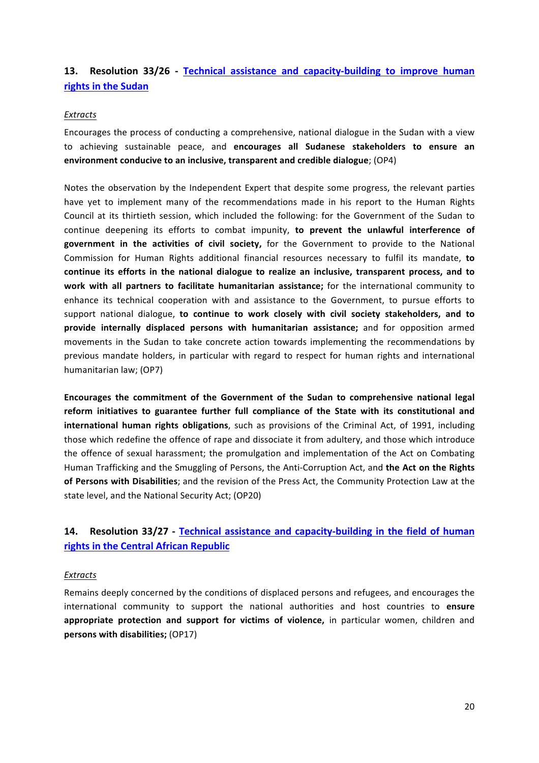## 13. Resolution 33/26 - [Technical assistance and capacity-building to improve human rights in the Sudan]

*Extracts*

Encourages the process of conducting a comprehensive, national dialogue in the Sudan with a view to achieving sustainable peace, and **encourages all Sudanese stakeholders to ensure an environment conducive to an inclusive, transparent and credible dialogue**; (OP4)

Notes the observation by the Independent Expert that despite some progress, the relevant parties have yet to implement many of the recommendations made in his report to the Human Rights Council at its thirtieth session, which included the following: for the Government of the Sudan to continue deepening its efforts to combat impunity, **to prevent the unlawful interference of government in the activities of civil society,** for the Government to provide to the National Commission for Human Rights additional financial resources necessary to fulfil its mandate, **to continue its efforts in the national dialogue to realize an inclusive, transparent process, and to work with all partners to facilitate humanitarian assistance;** for the international community to enhance its technical cooperation with and assistance to the Government, to pursue efforts to support national dialogue, **to continue to work closely with civil society stakeholders, and to provide internally displaced persons with humanitarian assistance;** and for opposition armed movements in the Sudan to take concrete action towards implementing the recommendations by previous mandate holders, in particular with regard to respect for human rights and international humanitarian law; (OP7)

**Encourages the commitment of the Government of the Sudan to comprehensive national legal reform initiatives to guarantee further full compliance of the State with its constitutional and international human rights obligations**, such as provisions of the Criminal Act, of 1991, including those which redefine the offence of rape and dissociate it from adultery, and those which introduce the offence of sexual harassment; the promulgation and implementation of the Act on Combating Human Trafficking and the Smuggling of Persons, the Anti-Corruption Act, and **the Act on the Rights of Persons with Disabilities**; and the revision of the Press Act, the Community Protection Law at the state level, and the National Security Act; (OP20)

## 14. Resolution 33/27 - [Technical assistance and capacity-building in the field of human rights in the Central African Republic]

*Extracts*

Remains deeply concerned by the conditions of displaced persons and refugees, and encourages the international community to support the national authorities and host countries to **ensure appropriate protection and support for victims of violence,** in particular women, children and **persons with disabilities;** (OP17)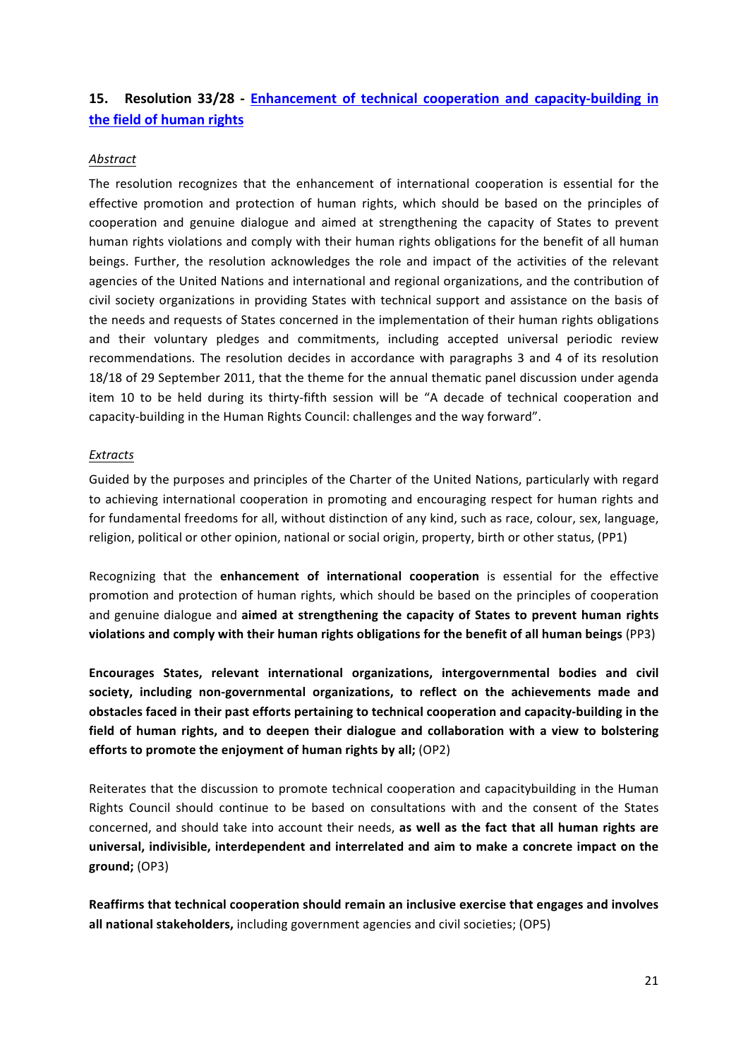## 15. Resolution 33/28 - Enhancement of technical cooperation and capacity-building in the field of human rights

*Abstract*

The resolution recognizes that the enhancement of international cooperation is essential for the effective promotion and protection of human rights, which should be based on the principles of cooperation and genuine dialogue and aimed at strengthening the capacity of States to prevent human rights violations and comply with their human rights obligations for the benefit of all human beings. Further, the resolution acknowledges the role and impact of the activities of the relevant agencies of the United Nations and international and regional organizations, and the contribution of civil society organizations in providing States with technical support and assistance on the basis of the needs and requests of States concerned in the implementation of their human rights obligations and their voluntary pledges and commitments, including accepted universal periodic review recommendations. The resolution decides in accordance with paragraphs 3 and 4 of its resolution 18/18 of 29 September 2011, that the theme for the annual thematic panel discussion under agenda item 10 to be held during its thirty-fifth session will be "A decade of technical cooperation and capacity-building in the Human Rights Council: challenges and the way forward".

*Extracts*

Guided by the purposes and principles of the Charter of the United Nations, particularly with regard to achieving international cooperation in promoting and encouraging respect for human rights and for fundamental freedoms for all, without distinction of any kind, such as race, colour, sex, language, religion, political or other opinion, national or social origin, property, birth or other status, (PP1)

Recognizing that the **enhancement of international cooperation** is essential for the effective promotion and protection of human rights, which should be based on the principles of cooperation and genuine dialogue and **aimed at strengthening the capacity of States to prevent human rights violations and comply with their human rights obligations for the benefit of all human beings** (PP3)

**Encourages States, relevant international organizations, intergovernmental bodies and civil society, including non-governmental organizations, to reflect on the achievements made and obstacles faced in their past efforts pertaining to technical cooperation and capacity-building in the field of human rights, and to deepen their dialogue and collaboration with a view to bolstering efforts to promote the enjoyment of human rights by all;** (OP2)

Reiterates that the discussion to promote technical cooperation and capacitybuilding in the Human Rights Council should continue to be based on consultations with and the consent of the States concerned, and should take into account their needs, **as well as the fact that all human rights are universal, indivisible, interdependent and interrelated and aim to make a concrete impact on the ground;** (OP3)

**Reaffirms that technical cooperation should remain an inclusive exercise that engages and involves all national stakeholders,** including government agencies and civil societies; (OP5)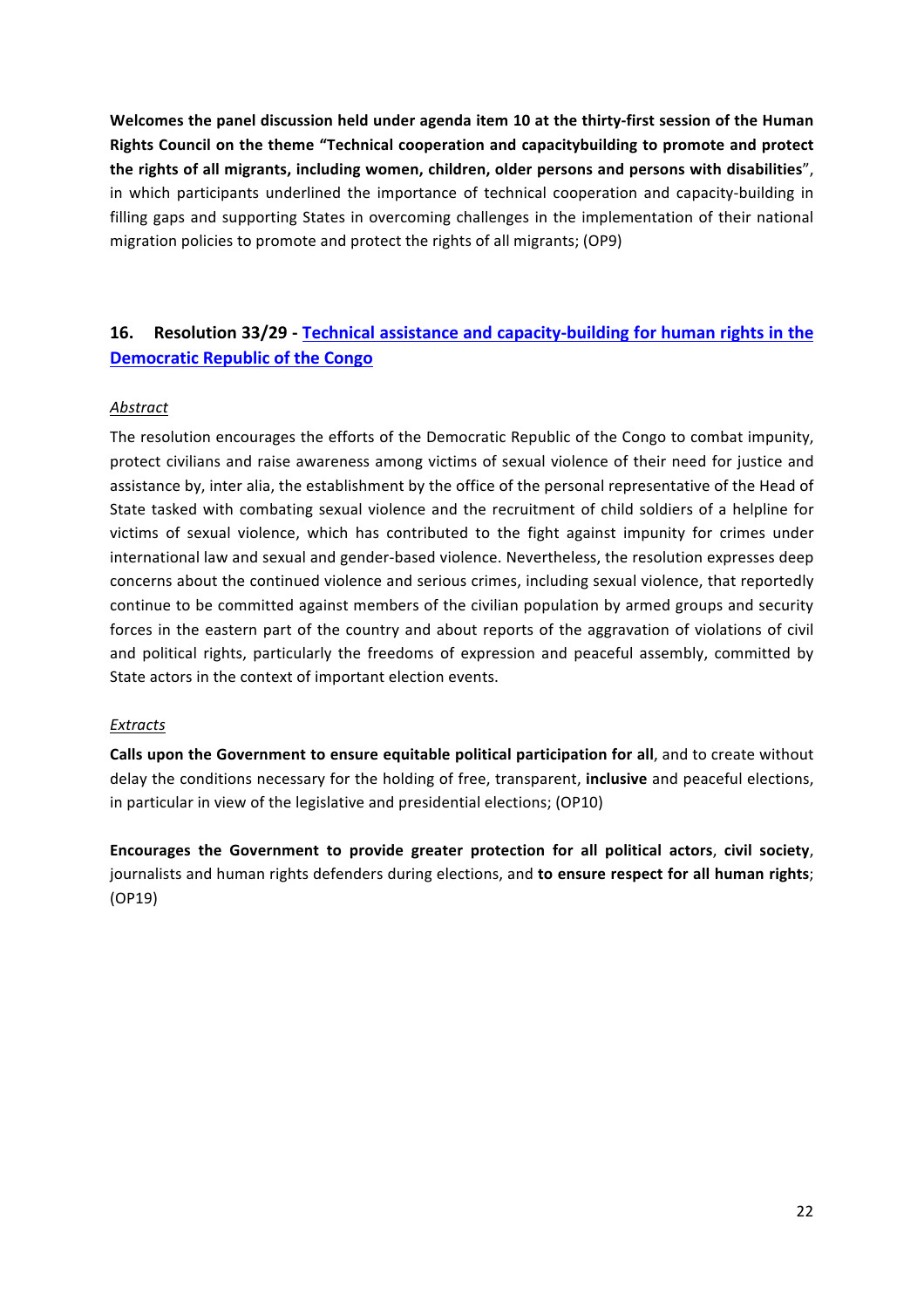**Welcomes the panel discussion held under agenda item 10 at the thirty-first session of the Human Rights Council on the theme "Technical cooperation and capacitybuilding to promote and protect the rights of all migrants, including women, children, older persons and persons with disabilities**", in which participants underlined the importance of technical cooperation and capacity-building in filling gaps and supporting States in overcoming challenges in the implementation of their national migration policies to promote and protect the rights of all migrants; (OP9)

## 16. Resolution 33/29 - Technical assistance and capacity-building for human rights in the Democratic Republic of the Congo

*Abstract*

The resolution encourages the efforts of the Democratic Republic of the Congo to combat impunity, protect civilians and raise awareness among victims of sexual violence of their need for justice and assistance by, inter alia, the establishment by the office of the personal representative of the Head of State tasked with combating sexual violence and the recruitment of child soldiers of a helpline for victims of sexual violence, which has contributed to the fight against impunity for crimes under international law and sexual and gender-based violence. Nevertheless, the resolution expresses deep concerns about the continued violence and serious crimes, including sexual violence, that reportedly continue to be committed against members of the civilian population by armed groups and security forces in the eastern part of the country and about reports of the aggravation of violations of civil and political rights, particularly the freedoms of expression and peaceful assembly, committed by State actors in the context of important election events.

*Extracts*

**Calls upon the Government to ensure equitable political participation for all**, and to create without delay the conditions necessary for the holding of free, transparent, **inclusive** and peaceful elections, in particular in view of the legislative and presidential elections; (OP10)

**Encourages the Government to provide greater protection for all political actors**, **civil society**, journalists and human rights defenders during elections, and **to ensure respect for all human rights**; (OP19)